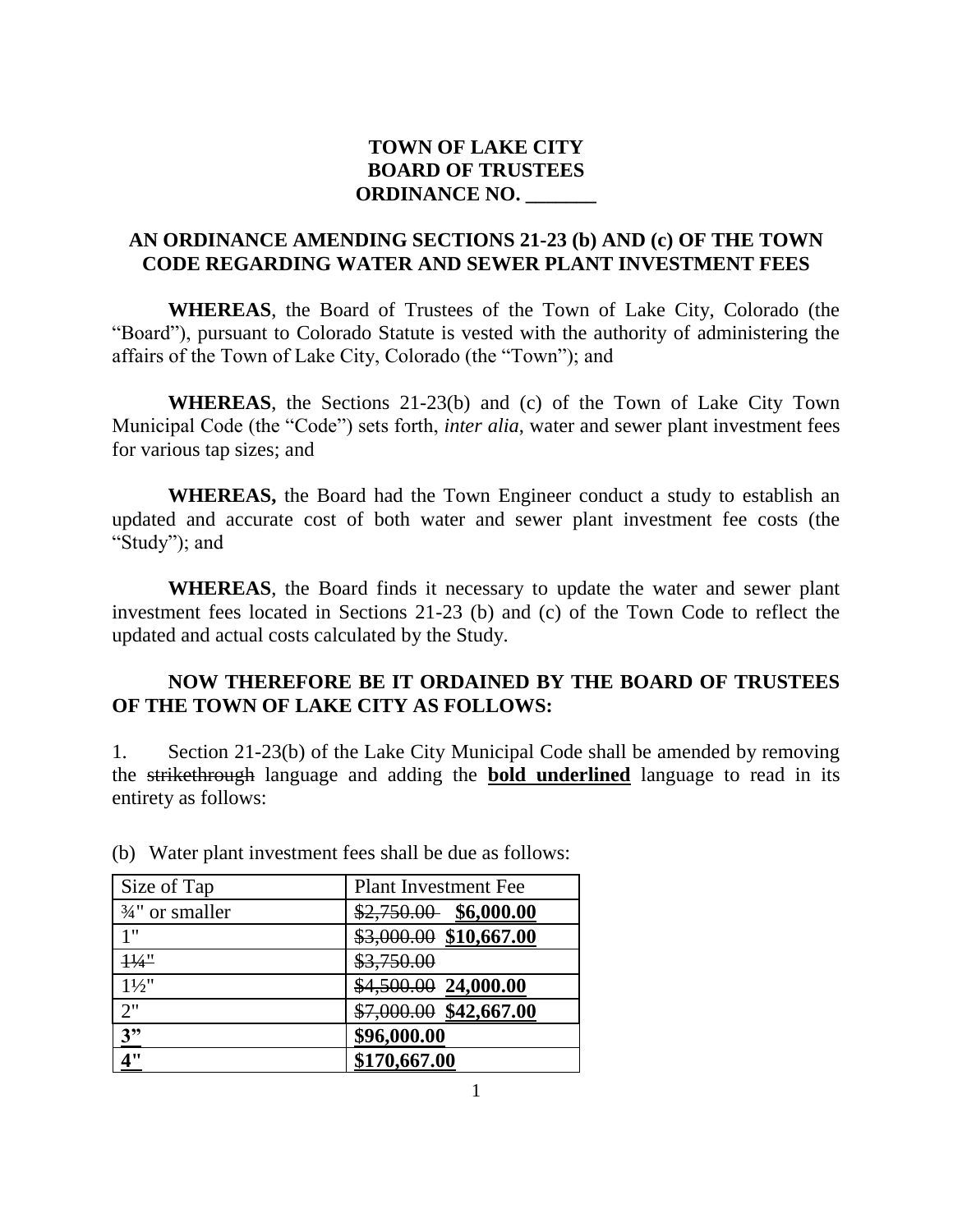**TOWN OF LAKE CITY**
**BOARD OF TRUSTEES**
**ORDINANCE NO. _______**

**AN ORDINANCE AMENDING SECTIONS 21-23 (b) AND (c) OF THE TOWN CODE REGARDING WATER AND SEWER PLANT INVESTMENT FEES**

**WHEREAS**, the Board of Trustees of the Town of Lake City, Colorado (the "Board"), pursuant to Colorado Statute is vested with the authority of administering the affairs of the Town of Lake City, Colorado (the "Town"); and

**WHEREAS**, the Sections 21-23(b) and (c) of the Town of Lake City Town Municipal Code (the "Code") sets forth, *inter alia*, water and sewer plant investment fees for various tap sizes; and

**WHEREAS,** the Board had the Town Engineer conduct a study to establish an updated and accurate cost of both water and sewer plant investment fee costs (the "Study"); and

**WHEREAS**, the Board finds it necessary to update the water and sewer plant investment fees located in Sections 21-23 (b) and (c) of the Town Code to reflect the updated and actual costs calculated by the Study.

**NOW THEREFORE BE IT ORDAINED BY THE BOARD OF TRUSTEES OF THE TOWN OF LAKE CITY AS FOLLOWS:**

1. Section 21-23(b) of the Lake City Municipal Code shall be amended by removing the ~~strikethrough~~ language and adding the **<u>bold underlined</u>** language to read in its entirety as follows:

(b) Water plant investment fees shall be due as follows:

| Size of Tap | Plant Investment Fee |
|---|---|
| ¾" or smaller | ~~$2,750.00~~ **<u>$6,000.00</u>** |
| 1" | ~~$3,000.00~~ **<u>$10,667.00</u>** |
| ~~1¼"~~ | ~~$3,750.00~~ |
| 1½" | ~~$4,500.00~~ **<u>24,000.00</u>** |
| 2" | ~~$7,000.00~~ **<u>$42,667.00</u>** |
| **<u>3"</u>** | **<u>$96,000.00</u>** |
| **<u>4"</u>** | **<u>$170,667.00</u>** |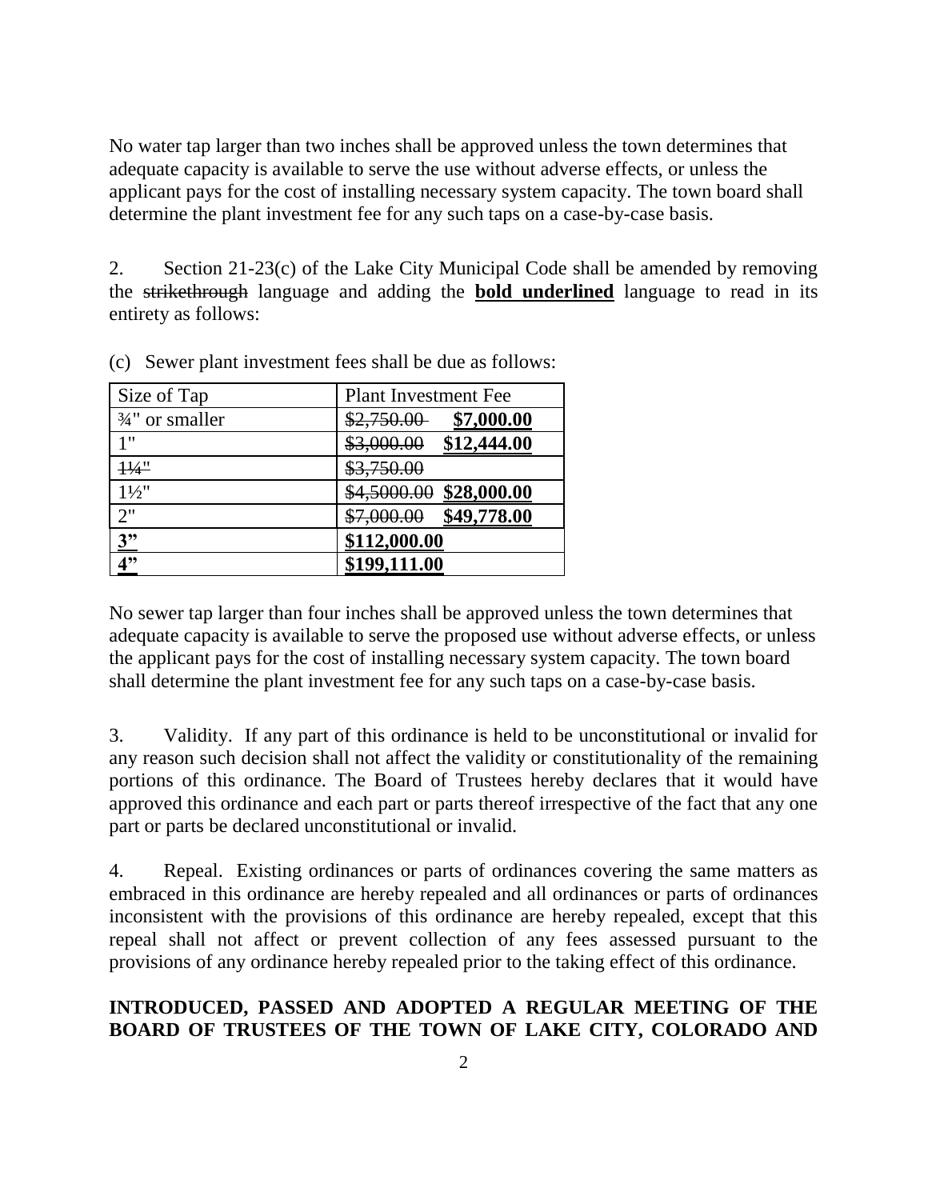No water tap larger than two inches shall be approved unless the town determines that adequate capacity is available to serve the use without adverse effects, or unless the applicant pays for the cost of installing necessary system capacity. The town board shall determine the plant investment fee for any such taps on a case-by-case basis.

2. Section 21-23(c) of the Lake City Municipal Code shall be amended by removing the ~~strikethrough~~ language and adding the **<u>bold underlined</u>** language to read in its entirety as follows:

(c) Sewer plant investment fees shall be due as follows:

| Size of Tap | Plant Investment Fee |
|---|---|
| ¾" or smaller | ~~$2,750.00~~ **<u>$7,000.00</u>** |
| 1" | ~~$3,000.00~~ **<u>$12,444.00</u>** |
| ~~1¼"~~ | ~~$3,750.00~~ |
| 1½" | ~~$4,5000.00~~ **<u>$28,000.00</u>** |
| 2" | ~~$7,000.00~~ **<u>$49,778.00</u>** |
| **<u>3"</u>** | **<u>$112,000.00</u>** |
| **<u>4"</u>** | **<u>$199,111.00</u>** |

No sewer tap larger than four inches shall be approved unless the town determines that adequate capacity is available to serve the proposed use without adverse effects, or unless the applicant pays for the cost of installing necessary system capacity. The town board shall determine the plant investment fee for any such taps on a case-by-case basis.

3. Validity. If any part of this ordinance is held to be unconstitutional or invalid for any reason such decision shall not affect the validity or constitutionality of the remaining portions of this ordinance. The Board of Trustees hereby declares that it would have approved this ordinance and each part or parts thereof irrespective of the fact that any one part or parts be declared unconstitutional or invalid.

4. Repeal. Existing ordinances or parts of ordinances covering the same matters as embraced in this ordinance are hereby repealed and all ordinances or parts of ordinances inconsistent with the provisions of this ordinance are hereby repealed, except that this repeal shall not affect or prevent collection of any fees assessed pursuant to the provisions of any ordinance hereby repealed prior to the taking effect of this ordinance.

**INTRODUCED, PASSED AND ADOPTED A REGULAR MEETING OF THE BOARD OF TRUSTEES OF THE TOWN OF LAKE CITY, COLORADO AND**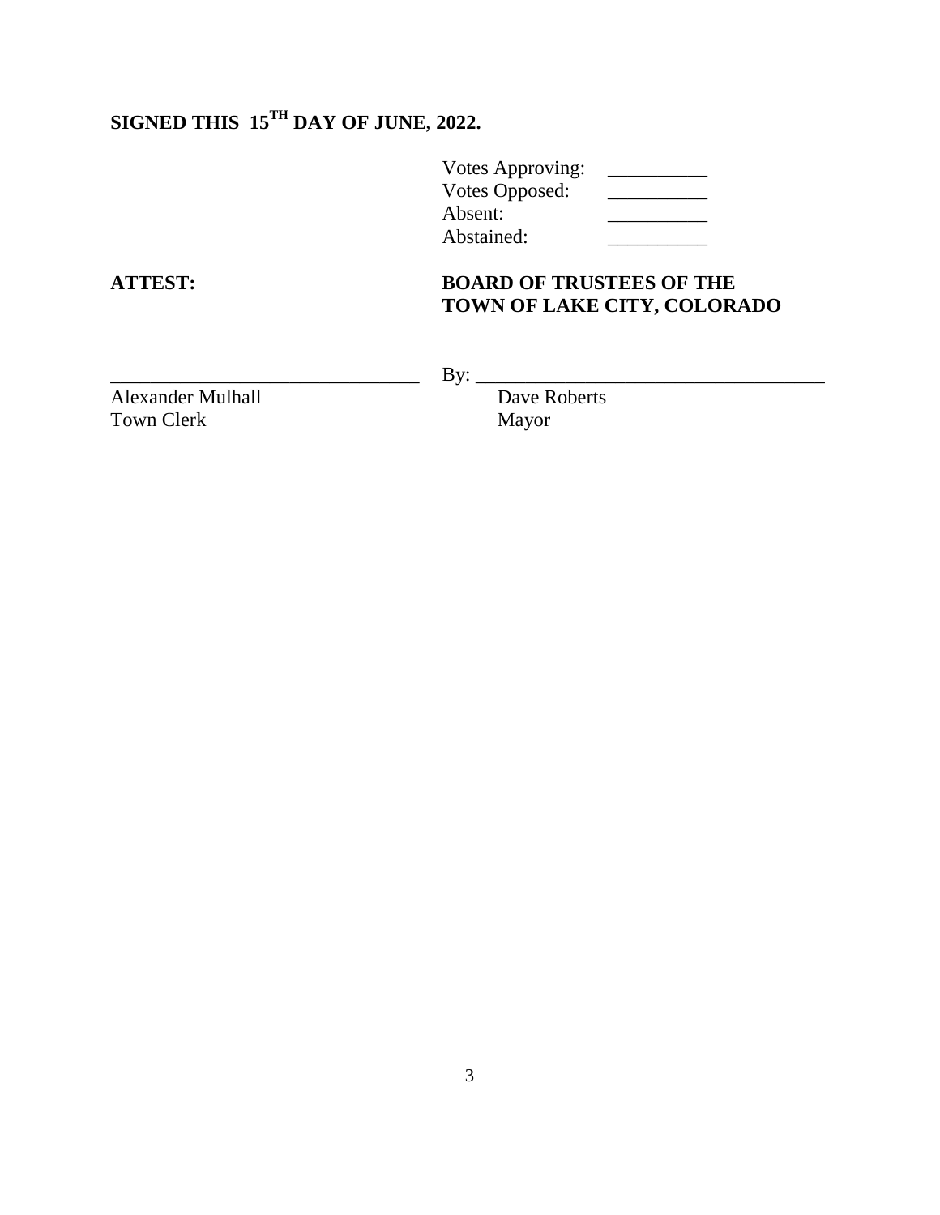**SIGNED THIS 15$^{TH}$ DAY OF JUNE, 2022.**

| | |
|---|---|
| Votes Approving: | __________ |
| Votes Opposed: | __________ |
| Absent: | __________ |
| Abstained: | __________ |

**ATTEST:**

**BOARD OF TRUSTEES OF THE TOWN OF LAKE CITY, COLORADO**

_______________________________
Alexander Mulhall
Town Clerk

By: ___________________________________
Dave Roberts
Mayor